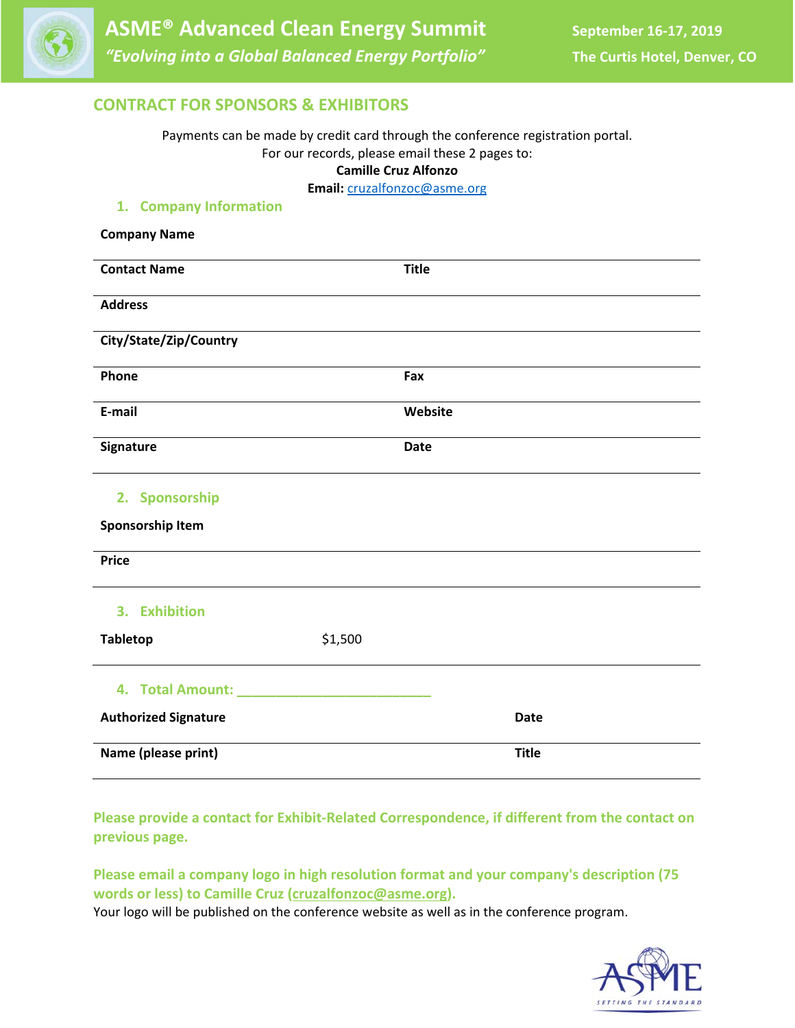# ASME® Advanced Clean Energy Summit

*"Evolving into a Global Balanced Energy Portfolio"*

**September 16-17, 2019**

**The Curtis Hotel, Denver, CO**

## CONTRACT FOR SPONSORS & EXHIBITORS

Payments can be made by credit card through the conference registration portal.
For our records, please email these 2 pages to:
**Camille Cruz Alfonzo**
**Email:** cruzalfonzoc@asme.org

### 1. Company Information

| | |
|---|---|
| **Company Name** | |
| **Contact Name** | **Title** |
| **Address** | |
| **City/State/Zip/Country** | |
| **Phone** | **Fax** |
| **E-mail** | **Website** |
| **Signature** | **Date** |

### 2. Sponsorship

**Sponsorship Item**

**Price**

### 3. Exhibition

| | |
|---|---|
| **Tabletop** | $1,500 |

### 4. Total Amount: ___________________________

| | |
|---|---|
| **Authorized Signature** | **Date** |
| **Name (please print)** | **Title** |

**Please provide a contact for Exhibit-Related Correspondence, if different from the contact on previous page.**

**Please email a company logo in high resolution format and your company's description (75 words or less) to Camille Cruz (cruzalfonzoc@asme.org).**

Your logo will be published on the conference website as well as in the conference program.

ASME SETTING THE STANDARD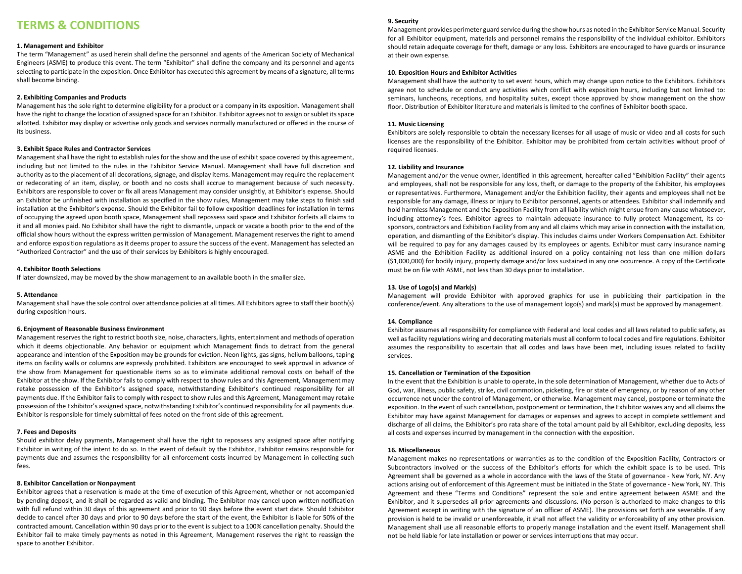# TERMS & CONDITIONS

**1. Management and Exhibitor**

The term "Management" as used herein shall define the personnel and agents of the American Society of Mechanical Engineers (ASME) to produce this event. The term "Exhibitor" shall define the company and its personnel and agents selecting to participate in the exposition. Once Exhibitor has executed this agreement by means of a signature, all terms shall become binding.

**2. Exhibiting Companies and Products**

Management has the sole right to determine eligibility for a product or a company in its exposition. Management shall have the right to change the location of assigned space for an Exhibitor. Exhibitor agrees not to assign or sublet its space allotted. Exhibitor may display or advertise only goods and services normally manufactured or offered in the course of its business.

**3. Exhibit Space Rules and Contractor Services**

Management shall have the right to establish rules for the show and the use of exhibit space covered by this agreement, including but not limited to the rules in the Exhibitor Service Manual. Management shall have full discretion and authority as to the placement of all decorations, signage, and display items. Management may require the replacement or redecorating of an item, display, or booth and no costs shall accrue to management because of such necessity. Exhibitors are responsible to cover or fix all areas Management may consider unsightly, at Exhibitor's expense. Should an Exhibitor be unfinished with installation as specified in the show rules, Management may take steps to finish said installation at the Exhibitor's expense. Should the Exhibitor fail to follow exposition deadlines for installation in terms of occupying the agreed upon booth space, Management shall repossess said space and Exhibitor forfeits all claims to it and all monies paid. No Exhibitor shall have the right to dismantle, unpack or vacate a booth prior to the end of the official show hours without the express written permission of Management. Management reserves the right to amend and enforce exposition regulations as it deems proper to assure the success of the event. Management has selected an "Authorized Contractor" and the use of their services by Exhibitors is highly encouraged.

**4. Exhibitor Booth Selections**

If later downsized, may be moved by the show management to an available booth in the smaller size.

**5. Attendance**

Management shall have the sole control over attendance policies at all times. All Exhibitors agree to staff their booth(s) during exposition hours.

**6. Enjoyment of Reasonable Business Environment**

Management reserves the right to restrict booth size, noise, characters, lights, entertainment and methods of operation which it deems objectionable. Any behavior or equipment which Management finds to detract from the general appearance and intention of the Exposition may be grounds for eviction. Neon lights, gas signs, helium balloons, taping items on facility walls or columns are expressly prohibited. Exhibitors are encouraged to seek approval in advance of the show from Management for questionable items so as to eliminate additional removal costs on behalf of the Exhibitor at the show. If the Exhibitor fails to comply with respect to show rules and this Agreement, Management may retake possession of the Exhibitor's assigned space, notwithstanding Exhibitor's continued responsibility for all payments due. If the Exhibitor fails to comply with respect to show rules and this Agreement, Management may retake possession of the Exhibitor's assigned space, notwithstanding Exhibitor's continued responsibility for all payments due. Exhibitor is responsible for timely submittal of fees noted on the front side of this agreement.

**7. Fees and Deposits**

Should exhibitor delay payments, Management shall have the right to repossess any assigned space after notifying Exhibitor in writing of the intent to do so. In the event of default by the Exhibitor, Exhibitor remains responsible for payments due and assumes the responsibility for all enforcement costs incurred by Management in collecting such fees.

**8. Exhibitor Cancellation or Nonpayment**

Exhibitor agrees that a reservation is made at the time of execution of this Agreement, whether or not accompanied by pending deposit, and it shall be regarded as valid and binding. The Exhibitor may cancel upon written notification with full refund within 30 days of this agreement and prior to 90 days before the event start date. Should Exhibitor decide to cancel after 30 days and prior to 90 days before the start of the event, the Exhibitor is liable for 50% of the contracted amount. Cancellation within 90 days prior to the event is subject to a 100% cancellation penalty. Should the Exhibitor fail to make timely payments as noted in this Agreement, Management reserves the right to reassign the space to another Exhibitor.

**9. Security**

Management provides perimeter guard service during the show hours as noted in the Exhibitor Service Manual. Security for all Exhibitor equipment, materials and personnel remains the responsibility of the individual exhibitor. Exhibitors should retain adequate coverage for theft, damage or any loss. Exhibitors are encouraged to have guards or insurance at their own expense.

**10. Exposition Hours and Exhibitor Activities**

Management shall have the authority to set event hours, which may change upon notice to the Exhibitors. Exhibitors agree not to schedule or conduct any activities which conflict with exposition hours, including but not limited to: seminars, luncheons, receptions, and hospitality suites, except those approved by show management on the show floor. Distribution of Exhibitor literature and materials is limited to the confines of Exhibitor booth space.

**11. Music Licensing**

Exhibitors are solely responsible to obtain the necessary licenses for all usage of music or video and all costs for such licenses are the responsibility of the Exhibitor. Exhibitor may be prohibited from certain activities without proof of required licenses.

**12. Liability and Insurance**

Management and/or the venue owner, identified in this agreement, hereafter called "Exhibition Facility" their agents and employees, shall not be responsible for any loss, theft, or damage to the property of the Exhibitor, his employees or representatives. Furthermore, Management and/or the Exhibition facility, their agents and employees shall not be responsible for any damage, illness or injury to Exhibitor personnel, agents or attendees. Exhibitor shall indemnify and hold harmless Management and the Exposition Facility from all liability which might ensue from any cause whatsoever, including attorney's fees. Exhibitor agrees to maintain adequate insurance to fully protect Management, its co-sponsors, contractors and Exhibition Facility from any and all claims which may arise in connection with the installation, operation, and dismantling of the Exhibitor's display. This includes claims under Workers Compensation Act. Exhibitor will be required to pay for any damages caused by its employees or agents. Exhibitor must carry insurance naming ASME and the Exhibition Facility as additional insured on a policy containing not less than one million dollars ($1,000,000) for bodily injury, property damage and/or loss sustained in any one occurrence. A copy of the Certificate must be on file with ASME, not less than 30 days prior to installation.

**13. Use of Logo(s) and Mark(s)**

Management will provide Exhibitor with approved graphics for use in publicizing their participation in the conference/event. Any alterations to the use of management logo(s) and mark(s) must be approved by management.

**14. Compliance**

Exhibitor assumes all responsibility for compliance with Federal and local codes and all laws related to public safety, as well as facility regulations wiring and decorating materials must all conform to local codes and fire regulations. Exhibitor assumes the responsibility to ascertain that all codes and laws have been met, including issues related to facility services.

**15. Cancellation or Termination of the Exposition**

In the event that the Exhibition is unable to operate, in the sole determination of Management, whether due to Acts of God, war, illness, public safety, strike, civil commotion, picketing, fire or state of emergency, or by reason of any other occurrence not under the control of Management, or otherwise. Management may cancel, postpone or terminate the exposition. In the event of such cancellation, postponement or termination, the Exhibitor waives any and all claims the Exhibitor may have against Management for damages or expenses and agrees to accept in complete settlement and discharge of all claims, the Exhibitor's pro rata share of the total amount paid by all Exhibitor, excluding deposits, less all costs and expenses incurred by management in the connection with the exposition.

**16. Miscellaneous**

Management makes no representations or warranties as to the condition of the Exposition Facility, Contractors or Subcontractors involved or the success of the Exhibitor's efforts for which the exhibit space is to be used. This Agreement shall be governed as a whole in accordance with the laws of the State of governance - New York, NY. Any actions arising out of enforcement of this Agreement must be initiated in the State of governance - New York, NY. This Agreement and these "Terms and Conditions" represent the sole and entire agreement between ASME and the Exhibitor, and it supersedes all prior agreements and discussions. (No person is authorized to make changes to this Agreement except in writing with the signature of an officer of ASME). The provisions set forth are severable. If any provision is held to be invalid or unenforceable, it shall not affect the validity or enforceability of any other provision. Management shall use all reasonable efforts to properly manage installation and the event itself. Management shall not be held liable for late installation or power or services interruptions that may occur.